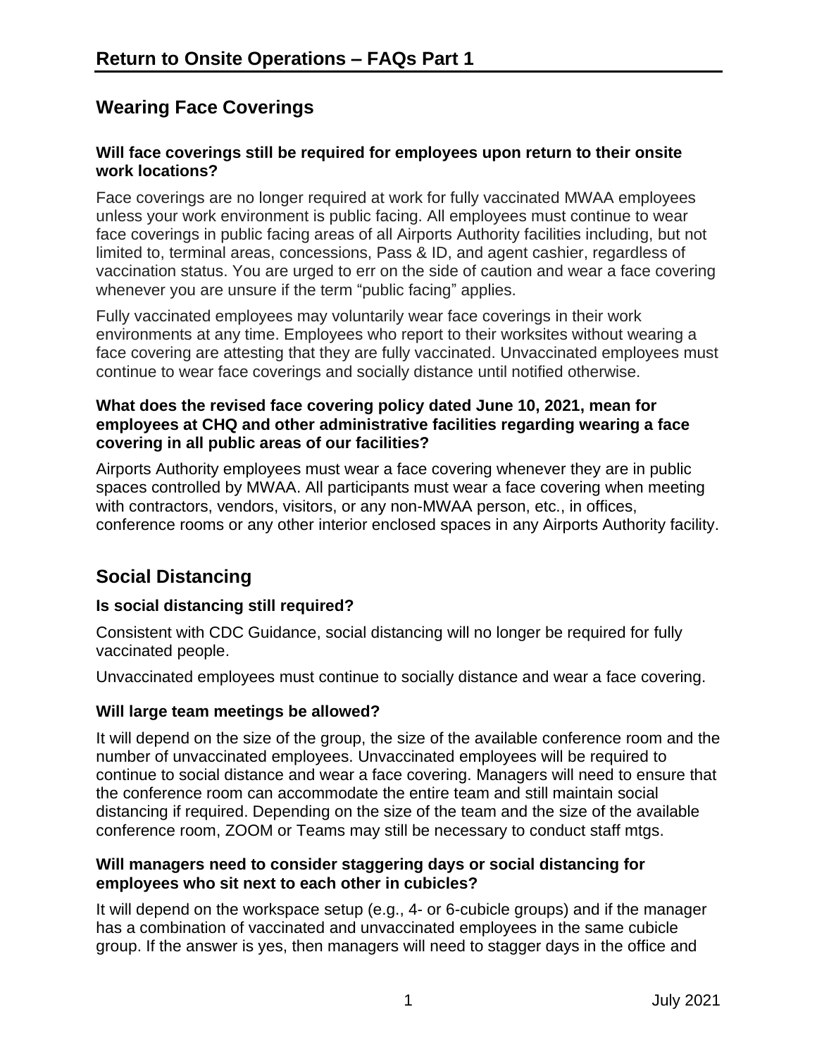# Return to Onsite Operations – FAQs Part 1

## Wearing Face Coverings

### Will face coverings still be required for employees upon return to their onsite work locations?

Face coverings are no longer required at work for fully vaccinated MWAA employees unless your work environment is public facing. All employees must continue to wear face coverings in public facing areas of all Airports Authority facilities including, but not limited to, terminal areas, concessions, Pass & ID, and agent cashier, regardless of vaccination status. You are urged to err on the side of caution and wear a face covering whenever you are unsure if the term "public facing" applies.

Fully vaccinated employees may voluntarily wear face coverings in their work environments at any time. Employees who report to their worksites without wearing a face covering are attesting that they are fully vaccinated. Unvaccinated employees must continue to wear face coverings and socially distance until notified otherwise.

### What does the revised face covering policy dated June 10, 2021, mean for employees at CHQ and other administrative facilities regarding wearing a face covering in all public areas of our facilities?

Airports Authority employees must wear a face covering whenever they are in public spaces controlled by MWAA. All participants must wear a face covering when meeting with contractors, vendors, visitors, or any non-MWAA person, etc., in offices, conference rooms or any other interior enclosed spaces in any Airports Authority facility.

## Social Distancing

### Is social distancing still required?

Consistent with CDC Guidance, social distancing will no longer be required for fully vaccinated people.

Unvaccinated employees must continue to socially distance and wear a face covering.

### Will large team meetings be allowed?

It will depend on the size of the group, the size of the available conference room and the number of unvaccinated employees. Unvaccinated employees will be required to continue to social distance and wear a face covering. Managers will need to ensure that the conference room can accommodate the entire team and still maintain social distancing if required. Depending on the size of the team and the size of the available conference room, ZOOM or Teams may still be necessary to conduct staff mtgs.

### Will managers need to consider staggering days or social distancing for employees who sit next to each other in cubicles?

It will depend on the workspace setup (e.g., 4- or 6-cubicle groups) and if the manager has a combination of vaccinated and unvaccinated employees in the same cubicle group. If the answer is yes, then managers will need to stagger days in the office and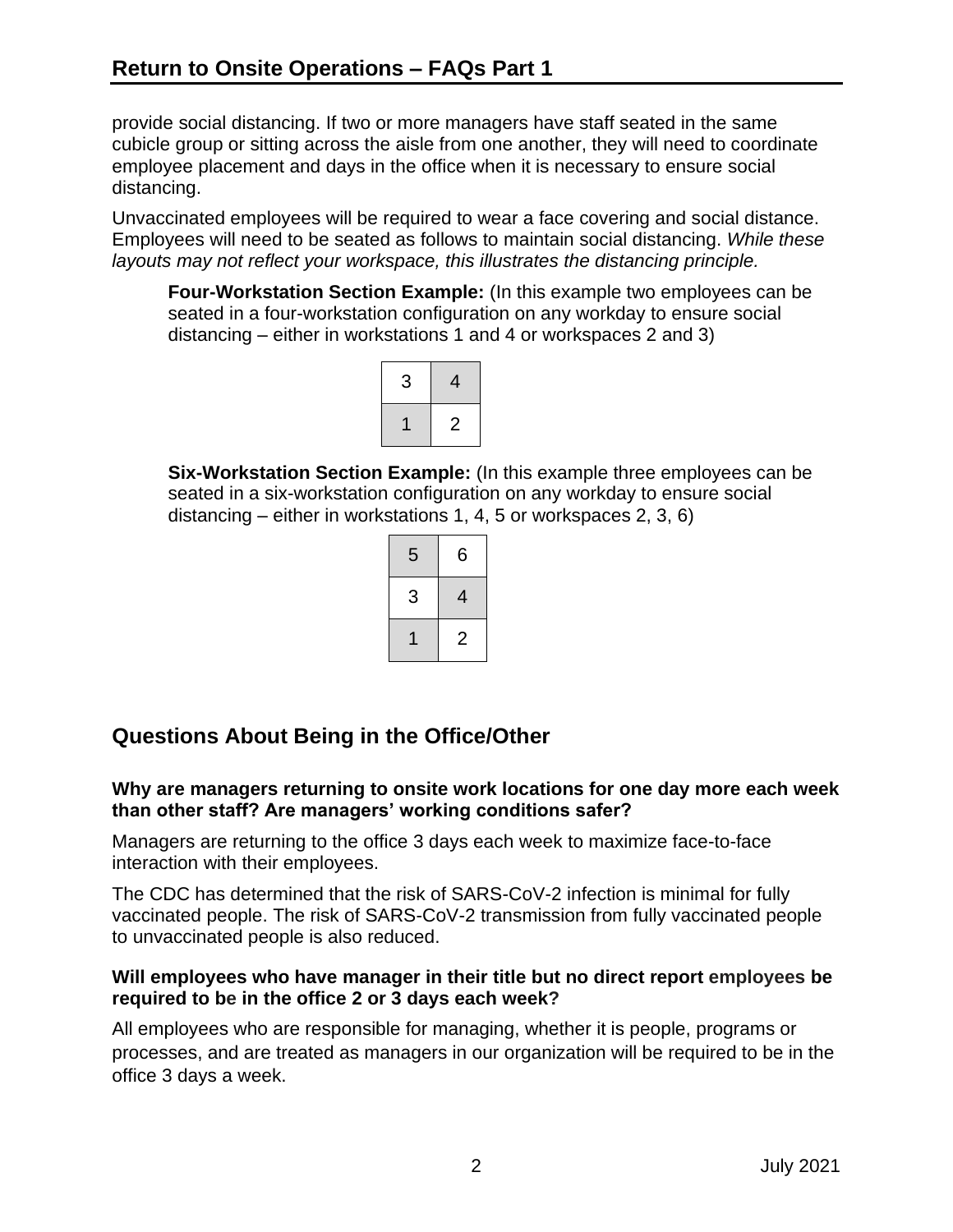provide social distancing. If two or more managers have staff seated in the same cubicle group or sitting across the aisle from one another, they will need to coordinate employee placement and days in the office when it is necessary to ensure social distancing.

Unvaccinated employees will be required to wear a face covering and social distance. Employees will need to be seated as follows to maintain social distancing. *While these layouts may not reflect your workspace, this illustrates the distancing principle.*

**Four-Workstation Section Example:** (In this example two employees can be seated in a four-workstation configuration on any workday to ensure social distancing – either in workstations 1 and 4 or workspaces 2 and 3)

| | |
|---|---|
| 3 | 4 |
| 1 | 2 |

**Six-Workstation Section Example:** (In this example three employees can be seated in a six-workstation configuration on any workday to ensure social distancing – either in workstations 1, 4, 5 or workspaces 2, 3, 6)

| | |
|---|---|
| 5 | 6 |
| 3 | 4 |
| 1 | 2 |

## Questions About Being in the Office/Other

**Why are managers returning to onsite work locations for one day more each week than other staff? Are managers' working conditions safer?**

Managers are returning to the office 3 days each week to maximize face-to-face interaction with their employees.

The CDC has determined that the risk of SARS-CoV-2 infection is minimal for fully vaccinated people. The risk of SARS-CoV-2 transmission from fully vaccinated people to unvaccinated people is also reduced.

**Will employees who have manager in their title but no direct report employees be required to be in the office 2 or 3 days each week?**

All employees who are responsible for managing, whether it is people, programs or processes, and are treated as managers in our organization will be required to be in the office 3 days a week.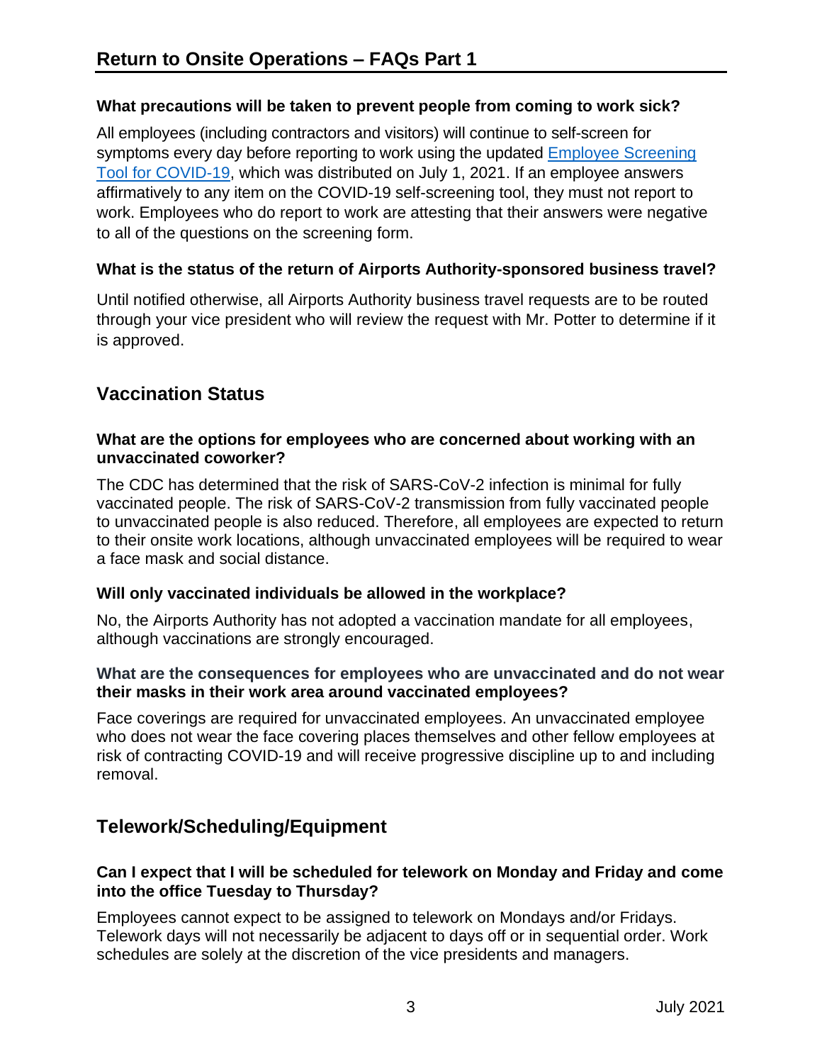**What precautions will be taken to prevent people from coming to work sick?**

All employees (including contractors and visitors) will continue to self-screen for symptoms every day before reporting to work using the updated [Employee Screening Tool for COVID-19](), which was distributed on July 1, 2021. If an employee answers affirmatively to any item on the COVID-19 self-screening tool, they must not report to work. Employees who do report to work are attesting that their answers were negative to all of the questions on the screening form.

**What is the status of the return of Airports Authority-sponsored business travel?**

Until notified otherwise, all Airports Authority business travel requests are to be routed through your vice president who will review the request with Mr. Potter to determine if it is approved.

## Vaccination Status

**What are the options for employees who are concerned about working with an unvaccinated coworker?**

The CDC has determined that the risk of SARS-CoV-2 infection is minimal for fully vaccinated people. The risk of SARS-CoV-2 transmission from fully vaccinated people to unvaccinated people is also reduced. Therefore, all employees are expected to return to their onsite work locations, although unvaccinated employees will be required to wear a face mask and social distance.

**Will only vaccinated individuals be allowed in the workplace?**

No, the Airports Authority has not adopted a vaccination mandate for all employees, although vaccinations are strongly encouraged.

**What are the consequences for employees who are unvaccinated and do not wear their masks in their work area around vaccinated employees?**

Face coverings are required for unvaccinated employees. An unvaccinated employee who does not wear the face covering places themselves and other fellow employees at risk of contracting COVID-19 and will receive progressive discipline up to and including removal.

## Telework/Scheduling/Equipment

**Can I expect that I will be scheduled for telework on Monday and Friday and come into the office Tuesday to Thursday?**

Employees cannot expect to be assigned to telework on Mondays and/or Fridays. Telework days will not necessarily be adjacent to days off or in sequential order. Work schedules are solely at the discretion of the vice presidents and managers.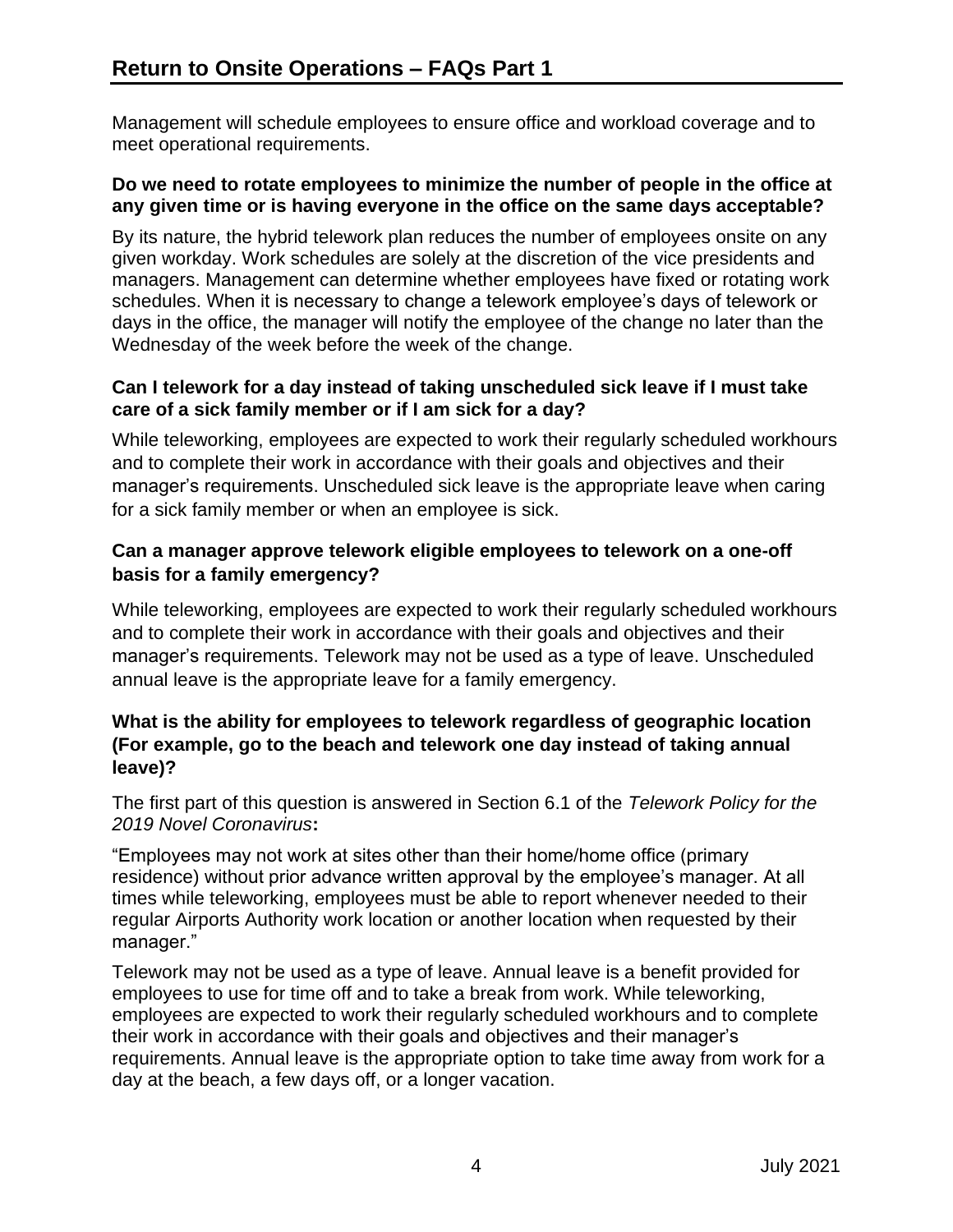Management will schedule employees to ensure office and workload coverage and to meet operational requirements.

**Do we need to rotate employees to minimize the number of people in the office at any given time or is having everyone in the office on the same days acceptable?**

By its nature, the hybrid telework plan reduces the number of employees onsite on any given workday. Work schedules are solely at the discretion of the vice presidents and managers. Management can determine whether employees have fixed or rotating work schedules. When it is necessary to change a telework employee's days of telework or days in the office, the manager will notify the employee of the change no later than the Wednesday of the week before the week of the change.

**Can I telework for a day instead of taking unscheduled sick leave if I must take care of a sick family member or if I am sick for a day?**

While teleworking, employees are expected to work their regularly scheduled workhours and to complete their work in accordance with their goals and objectives and their manager's requirements. Unscheduled sick leave is the appropriate leave when caring for a sick family member or when an employee is sick.

**Can a manager approve telework eligible employees to telework on a one-off basis for a family emergency?**

While teleworking, employees are expected to work their regularly scheduled workhours and to complete their work in accordance with their goals and objectives and their manager's requirements. Telework may not be used as a type of leave. Unscheduled annual leave is the appropriate leave for a family emergency.

**What is the ability for employees to telework regardless of geographic location (For example, go to the beach and telework one day instead of taking annual leave)?**

The first part of this question is answered in Section 6.1 of the *Telework Policy for the 2019 Novel Coronavirus***:**

"Employees may not work at sites other than their home/home office (primary residence) without prior advance written approval by the employee's manager. At all times while teleworking, employees must be able to report whenever needed to their regular Airports Authority work location or another location when requested by their manager."

Telework may not be used as a type of leave. Annual leave is a benefit provided for employees to use for time off and to take a break from work. While teleworking, employees are expected to work their regularly scheduled workhours and to complete their work in accordance with their goals and objectives and their manager's requirements. Annual leave is the appropriate option to take time away from work for a day at the beach, a few days off, or a longer vacation.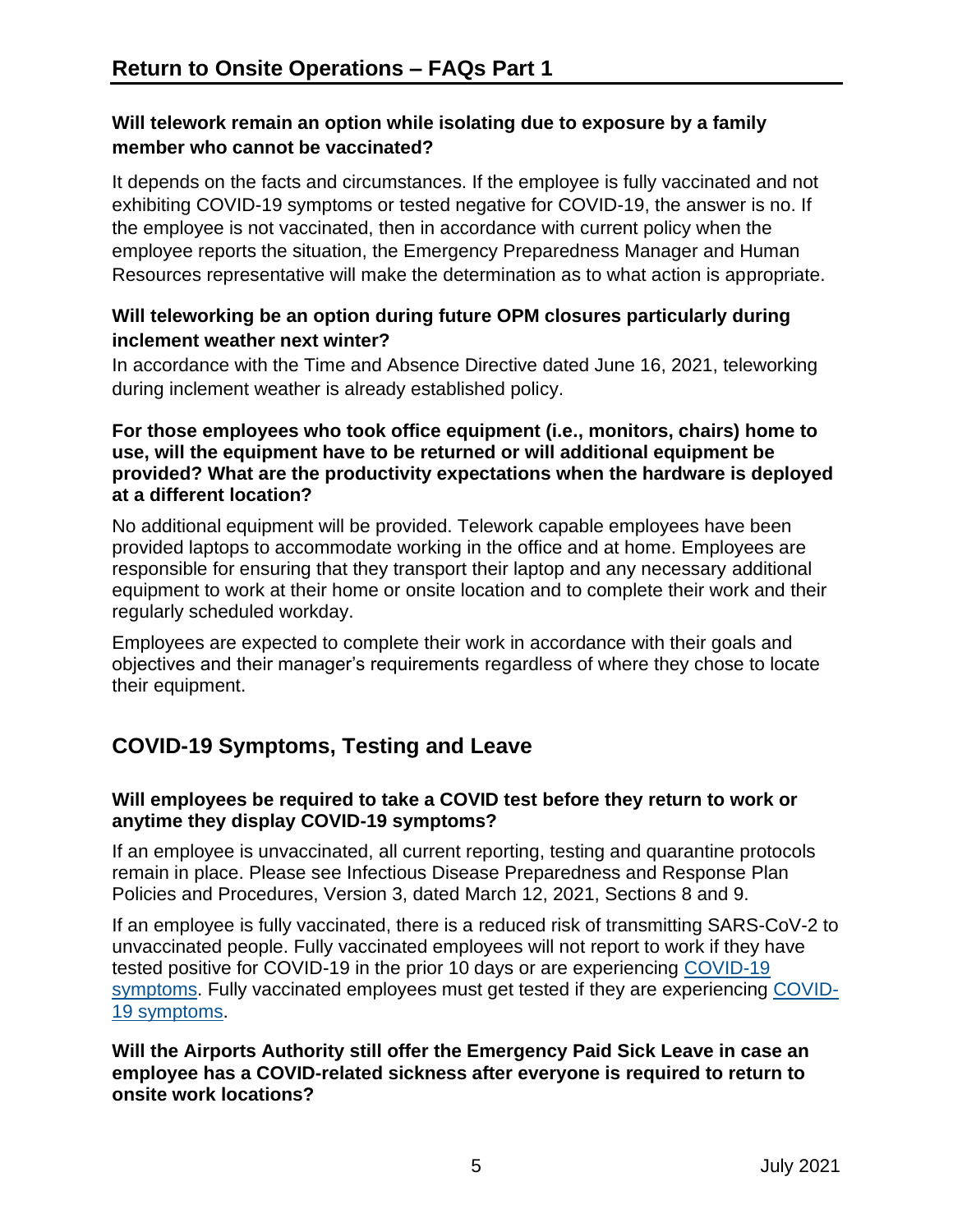# Return to Onsite Operations – FAQs Part 1

**Will telework remain an option while isolating due to exposure by a family member who cannot be vaccinated?**

It depends on the facts and circumstances. If the employee is fully vaccinated and not exhibiting COVID-19 symptoms or tested negative for COVID-19, the answer is no. If the employee is not vaccinated, then in accordance with current policy when the employee reports the situation, the Emergency Preparedness Manager and Human Resources representative will make the determination as to what action is appropriate.

**Will teleworking be an option during future OPM closures particularly during inclement weather next winter?**

In accordance with the Time and Absence Directive dated June 16, 2021, teleworking during inclement weather is already established policy.

**For those employees who took office equipment (i.e., monitors, chairs) home to use, will the equipment have to be returned or will additional equipment be provided? What are the productivity expectations when the hardware is deployed at a different location?**

No additional equipment will be provided. Telework capable employees have been provided laptops to accommodate working in the office and at home. Employees are responsible for ensuring that they transport their laptop and any necessary additional equipment to work at their home or onsite location and to complete their work and their regularly scheduled workday.

Employees are expected to complete their work in accordance with their goals and objectives and their manager's requirements regardless of where they chose to locate their equipment.

## COVID-19 Symptoms, Testing and Leave

**Will employees be required to take a COVID test before they return to work or anytime they display COVID-19 symptoms?**

If an employee is unvaccinated, all current reporting, testing and quarantine protocols remain in place. Please see Infectious Disease Preparedness and Response Plan Policies and Procedures, Version 3, dated March 12, 2021, Sections 8 and 9.

If an employee is fully vaccinated, there is a reduced risk of transmitting SARS-CoV-2 to unvaccinated people. Fully vaccinated employees will not report to work if they have tested positive for COVID-19 in the prior 10 days or are experiencing COVID-19 symptoms. Fully vaccinated employees must get tested if they are experiencing COVID-19 symptoms.

**Will the Airports Authority still offer the Emergency Paid Sick Leave in case an employee has a COVID-related sickness after everyone is required to return to onsite work locations?**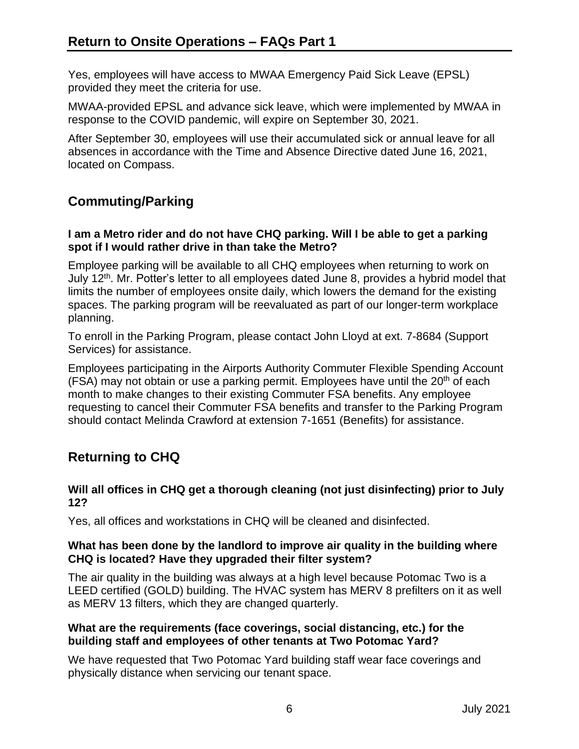Yes, employees will have access to MWAA Emergency Paid Sick Leave (EPSL) provided they meet the criteria for use.

MWAA-provided EPSL and advance sick leave, which were implemented by MWAA in response to the COVID pandemic, will expire on September 30, 2021.

After September 30, employees will use their accumulated sick or annual leave for all absences in accordance with the Time and Absence Directive dated June 16, 2021, located on Compass.

## Commuting/Parking

**I am a Metro rider and do not have CHQ parking. Will I be able to get a parking spot if I would rather drive in than take the Metro?**

Employee parking will be available to all CHQ employees when returning to work on July 12th. Mr. Potter's letter to all employees dated June 8, provides a hybrid model that limits the number of employees onsite daily, which lowers the demand for the existing spaces. The parking program will be reevaluated as part of our longer-term workplace planning.

To enroll in the Parking Program, please contact John Lloyd at ext. 7-8684 (Support Services) for assistance.

Employees participating in the Airports Authority Commuter Flexible Spending Account (FSA) may not obtain or use a parking permit. Employees have until the 20th of each month to make changes to their existing Commuter FSA benefits. Any employee requesting to cancel their Commuter FSA benefits and transfer to the Parking Program should contact Melinda Crawford at extension 7-1651 (Benefits) for assistance.

## Returning to CHQ

**Will all offices in CHQ get a thorough cleaning (not just disinfecting) prior to July 12?**

Yes, all offices and workstations in CHQ will be cleaned and disinfected.

**What has been done by the landlord to improve air quality in the building where CHQ is located? Have they upgraded their filter system?**

The air quality in the building was always at a high level because Potomac Two is a LEED certified (GOLD) building. The HVAC system has MERV 8 prefilters on it as well as MERV 13 filters, which they are changed quarterly.

**What are the requirements (face coverings, social distancing, etc.) for the building staff and employees of other tenants at Two Potomac Yard?**

We have requested that Two Potomac Yard building staff wear face coverings and physically distance when servicing our tenant space.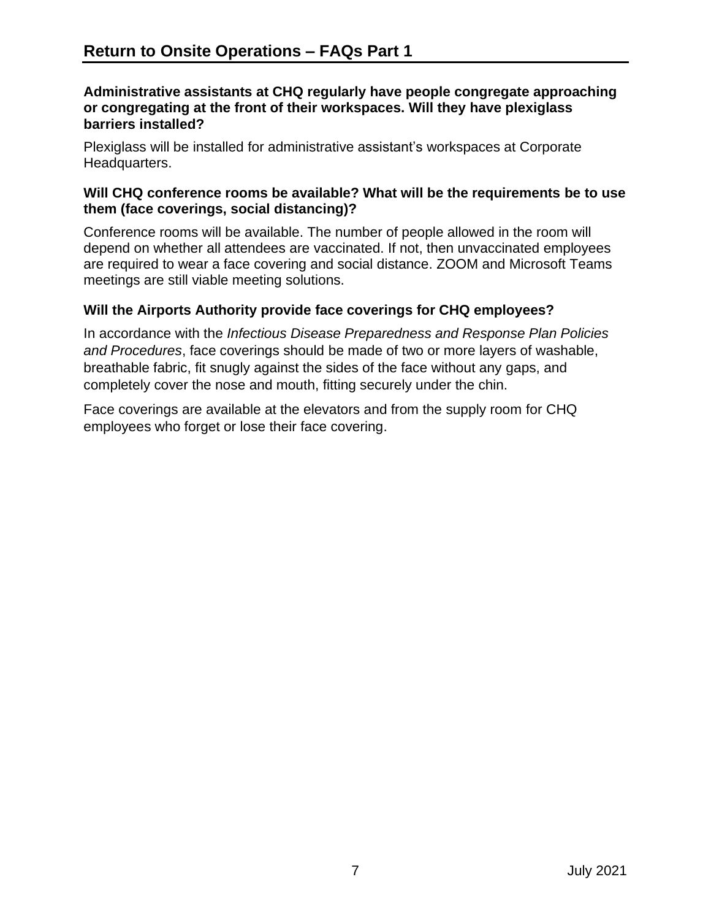## Return to Onsite Operations – FAQs Part 1

**Administrative assistants at CHQ regularly have people congregate approaching or congregating at the front of their workspaces. Will they have plexiglass barriers installed?**

Plexiglass will be installed for administrative assistant's workspaces at Corporate Headquarters.

**Will CHQ conference rooms be available? What will be the requirements be to use them (face coverings, social distancing)?**

Conference rooms will be available. The number of people allowed in the room will depend on whether all attendees are vaccinated. If not, then unvaccinated employees are required to wear a face covering and social distance. ZOOM and Microsoft Teams meetings are still viable meeting solutions.

**Will the Airports Authority provide face coverings for CHQ employees?**

In accordance with the *Infectious Disease Preparedness and Response Plan Policies and Procedures*, face coverings should be made of two or more layers of washable, breathable fabric, fit snugly against the sides of the face without any gaps, and completely cover the nose and mouth, fitting securely under the chin.

Face coverings are available at the elevators and from the supply room for CHQ employees who forget or lose their face covering.